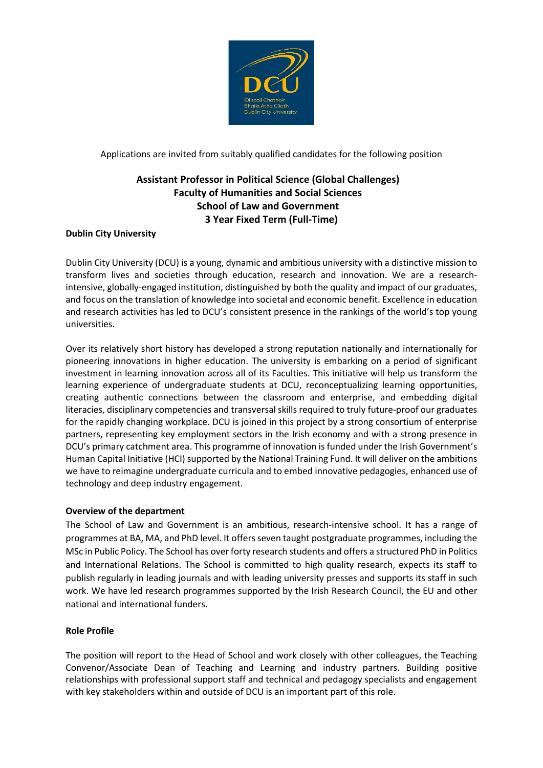Applications are invited from suitably qualified candidates for the following position

# Assistant Professor in Political Science (Global Challenges)
## Faculty of Humanities and Social Sciences
## School of Law and Government
## 3 Year Fixed Term (Full-Time)

**Dublin City University**

Dublin City University (DCU) is a young, dynamic and ambitious university with a distinctive mission to transform lives and societies through education, research and innovation. We are a research-intensive, globally-engaged institution, distinguished by both the quality and impact of our graduates, and focus on the translation of knowledge into societal and economic benefit. Excellence in education and research activities has led to DCU's consistent presence in the rankings of the world's top young universities.

Over its relatively short history has developed a strong reputation nationally and internationally for pioneering innovations in higher education. The university is embarking on a period of significant investment in learning innovation across all of its Faculties. This initiative will help us transform the learning experience of undergraduate students at DCU, reconceptualizing learning opportunities, creating authentic connections between the classroom and enterprise, and embedding digital literacies, disciplinary competencies and transversal skills required to truly future-proof our graduates for the rapidly changing workplace. DCU is joined in this project by a strong consortium of enterprise partners, representing key employment sectors in the Irish economy and with a strong presence in DCU's primary catchment area. This programme of innovation is funded under the Irish Government's Human Capital Initiative (HCI) supported by the National Training Fund. It will deliver on the ambitions we have to reimagine undergraduate curricula and to embed innovative pedagogies, enhanced use of technology and deep industry engagement.

**Overview of the department**

The School of Law and Government is an ambitious, research-intensive school. It has a range of programmes at BA, MA, and PhD level. It offers seven taught postgraduate programmes, including the MSc in Public Policy. The School has over forty research students and offers a structured PhD in Politics and International Relations. The School is committed to high quality research, expects its staff to publish regularly in leading journals and with leading university presses and supports its staff in such work. We have led research programmes supported by the Irish Research Council, the EU and other national and international funders.

**Role Profile**

The position will report to the Head of School and work closely with other colleagues, the Teaching Convenor/Associate Dean of Teaching and Learning and industry partners. Building positive relationships with professional support staff and technical and pedagogy specialists and engagement with key stakeholders within and outside of DCU is an important part of this role.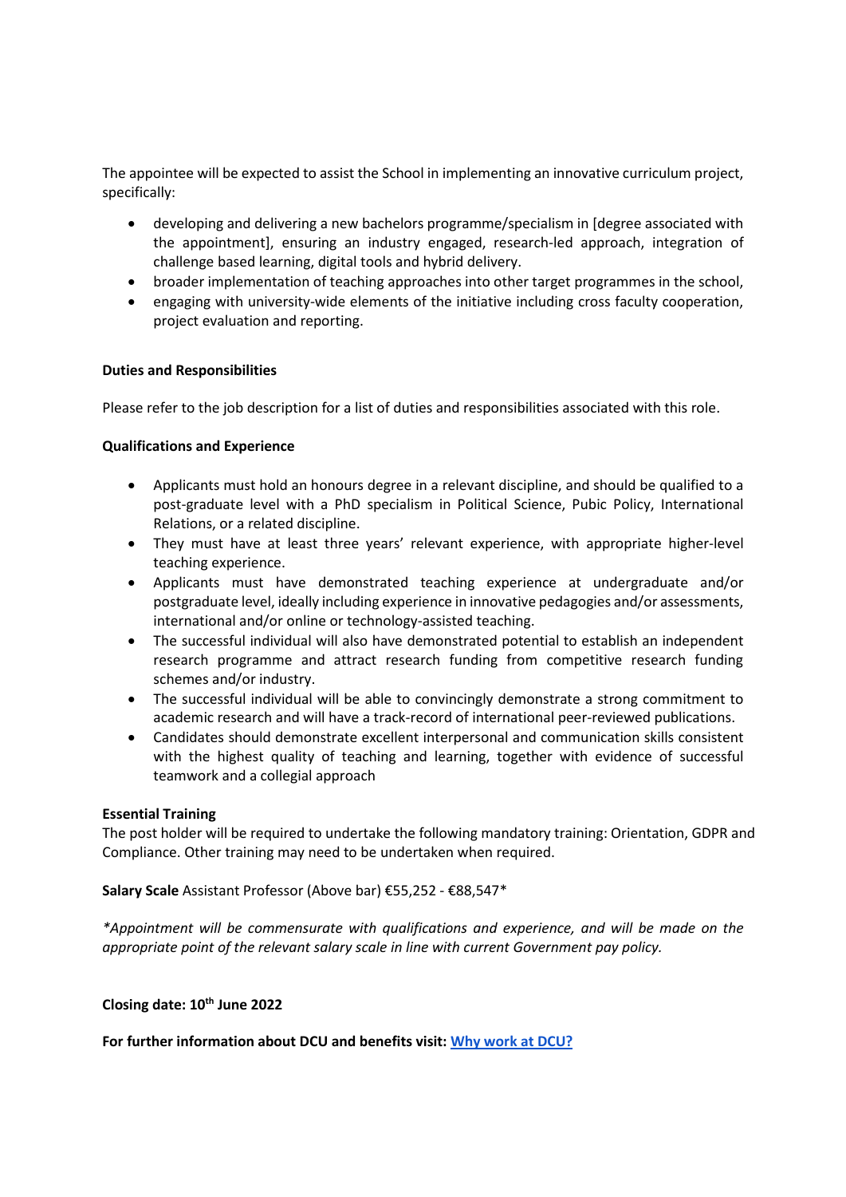The appointee will be expected to assist the School in implementing an innovative curriculum project, specifically:

- developing and delivering a new bachelors programme/specialism in [degree associated with the appointment], ensuring an industry engaged, research-led approach, integration of challenge based learning, digital tools and hybrid delivery.
- broader implementation of teaching approaches into other target programmes in the school,
- engaging with university-wide elements of the initiative including cross faculty cooperation, project evaluation and reporting.

**Duties and Responsibilities**

Please refer to the job description for a list of duties and responsibilities associated with this role.

**Qualifications and Experience**

- Applicants must hold an honours degree in a relevant discipline, and should be qualified to a post-graduate level with a PhD specialism in Political Science, Pubic Policy, International Relations, or a related discipline.
- They must have at least three years' relevant experience, with appropriate higher-level teaching experience.
- Applicants must have demonstrated teaching experience at undergraduate and/or postgraduate level, ideally including experience in innovative pedagogies and/or assessments, international and/or online or technology-assisted teaching.
- The successful individual will also have demonstrated potential to establish an independent research programme and attract research funding from competitive research funding schemes and/or industry.
- The successful individual will be able to convincingly demonstrate a strong commitment to academic research and will have a track-record of international peer-reviewed publications.
- Candidates should demonstrate excellent interpersonal and communication skills consistent with the highest quality of teaching and learning, together with evidence of successful teamwork and a collegial approach

**Essential Training**
The post holder will be required to undertake the following mandatory training: Orientation, GDPR and Compliance. Other training may need to be undertaken when required.

**Salary Scale** Assistant Professor (Above bar) €55,252 - €88,547*

*\*Appointment will be commensurate with qualifications and experience, and will be made on the appropriate point of the relevant salary scale in line with current Government pay policy.*

**Closing date: 10th June 2022**

**For further information about DCU and benefits visit: [Why work at DCU?]()**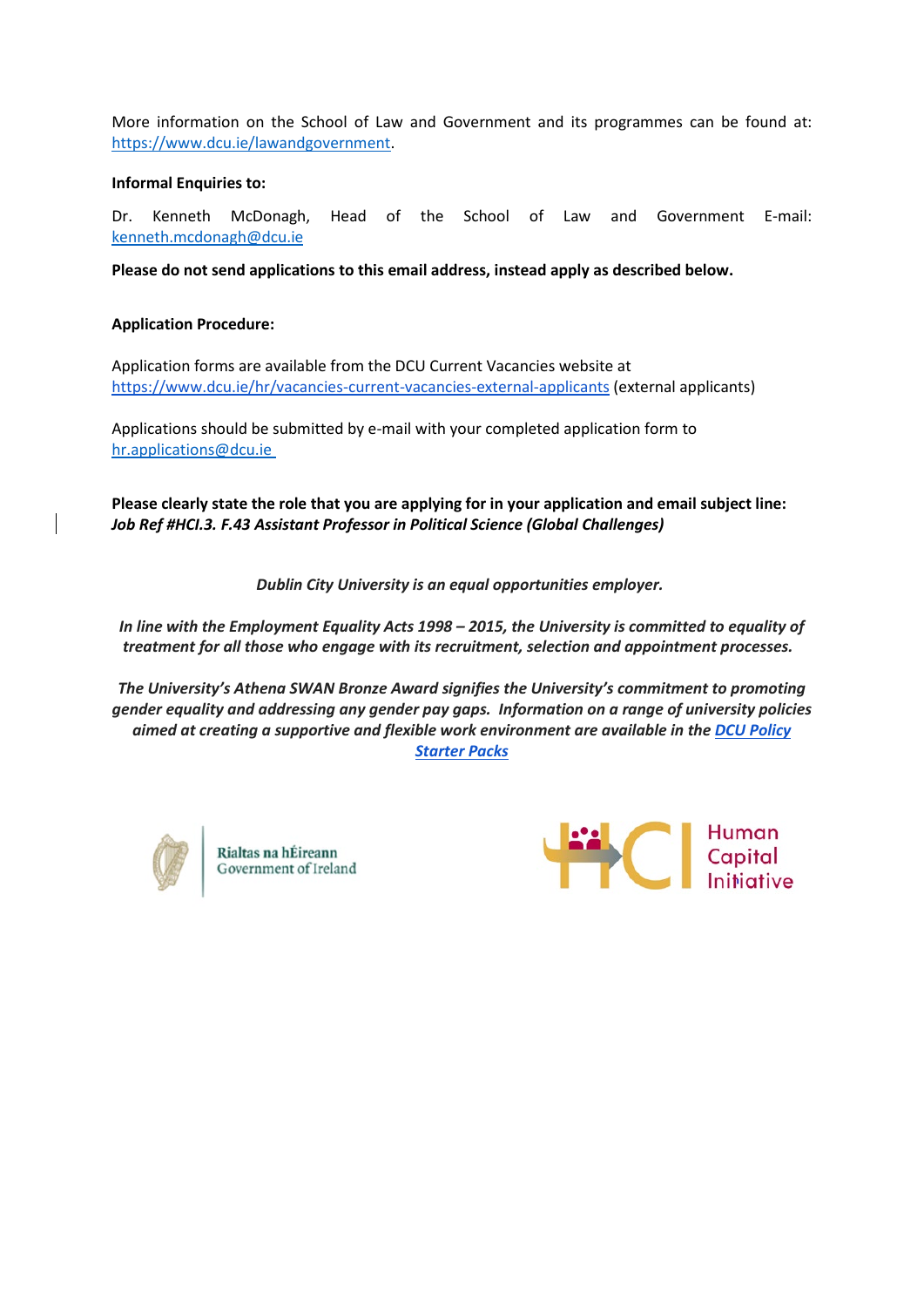More information on the School of Law and Government and its programmes can be found at: https://www.dcu.ie/lawandgovernment.

**Informal Enquiries to:**

Dr. Kenneth McDonagh, Head of the School of Law and Government E-mail: kenneth.mcdonagh@dcu.ie

**Please do not send applications to this email address, instead apply as described below.**

**Application Procedure:**

Application forms are available from the DCU Current Vacancies website at https://www.dcu.ie/hr/vacancies-current-vacancies-external-applicants (external applicants)

Applications should be submitted by e-mail with your completed application form to hr.applications@dcu.ie

**Please clearly state the role that you are applying for in your application and email subject line:** ***Job Ref #HCI.3. F.43 Assistant Professor in Political Science (Global Challenges)***

***Dublin City University is an equal opportunities employer.***

***In line with the Employment Equality Acts 1998 – 2015, the University is committed to equality of treatment for all those who engage with its recruitment, selection and appointment processes.***

***The University's Athena SWAN Bronze Award signifies the University's commitment to promoting gender equality and addressing any gender pay gaps. Information on a range of university policies aimed at creating a supportive and flexible work environment are available in the DCU Policy Starter Packs***

Rialtas na hÉireann
Government of Ireland

Human Capital Initiative